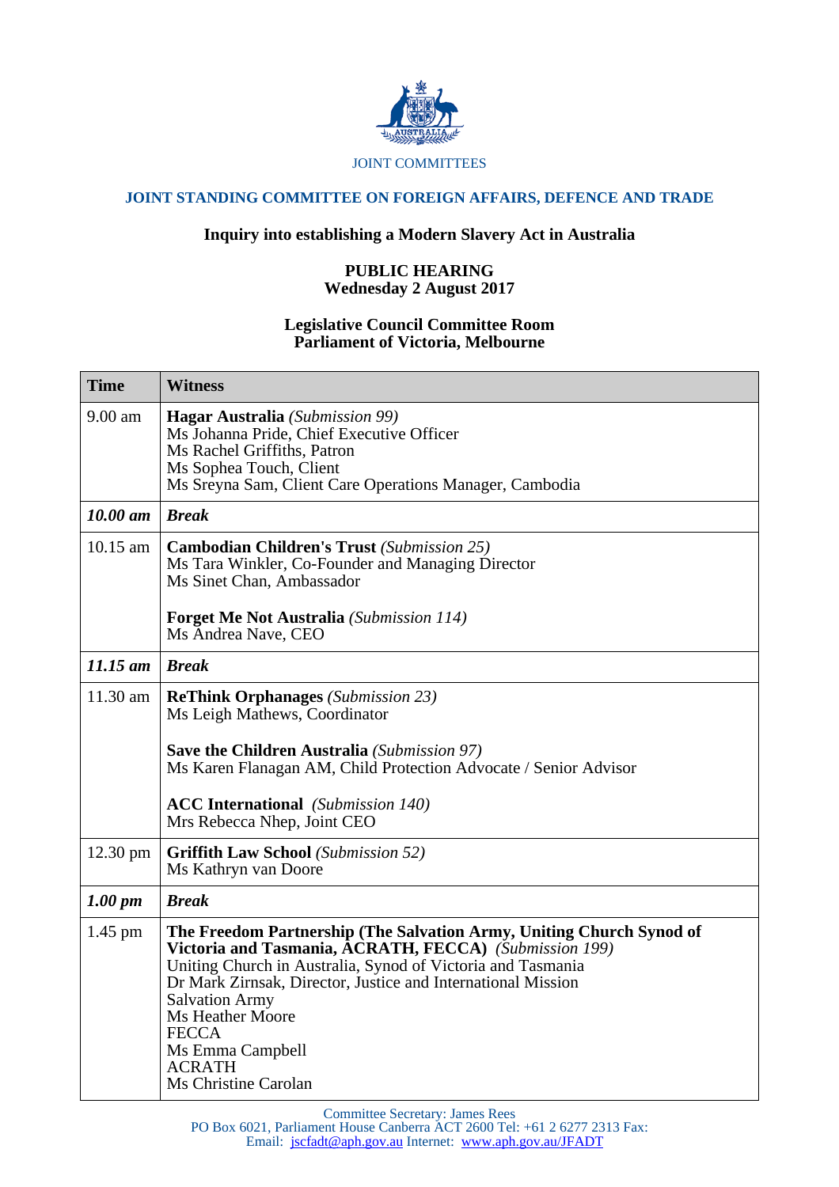JOINT COMMITTEES

## JOINT STANDING COMMITTEE ON FOREIGN AFFAIRS, DEFENCE AND TRADE

### Inquiry into establishing a Modern Slavery Act in Australia

**PUBLIC HEARING**
**Wednesday 2 August 2017**

**Legislative Council Committee Room**
**Parliament of Victoria, Melbourne**

| Time | Witness |
| --- | --- |
| 9.00 am | **Hagar Australia** *(Submission 99)*<br>Ms Johanna Pride, Chief Executive Officer<br>Ms Rachel Griffiths, Patron<br>Ms Sophea Touch, Client<br>Ms Sreyna Sam, Client Care Operations Manager, Cambodia |
| ***10.00 am*** | ***Break*** |
| 10.15 am | **Cambodian Children's Trust** *(Submission 25)*<br>Ms Tara Winkler, Co-Founder and Managing Director<br>Ms Sinet Chan, Ambassador<br><br>**Forget Me Not Australia** *(Submission 114)*<br>Ms Andrea Nave, CEO |
| ***11.15 am*** | ***Break*** |
| 11.30 am | **ReThink Orphanages** *(Submission 23)*<br>Ms Leigh Mathews, Coordinator<br><br>**Save the Children Australia** *(Submission 97)*<br>Ms Karen Flanagan AM, Child Protection Advocate / Senior Advisor<br><br>**ACC International** *(Submission 140)*<br>Mrs Rebecca Nhep, Joint CEO |
| 12.30 pm | **Griffith Law School** *(Submission 52)*<br>Ms Kathryn van Doore |
| ***1.00 pm*** | ***Break*** |
| 1.45 pm | **The Freedom Partnership (The Salvation Army, Uniting Church Synod of Victoria and Tasmania, ACRATH, FECCA)** *(Submission 199)*<br>Uniting Church in Australia, Synod of Victoria and Tasmania<br>Dr Mark Zirnsak, Director, Justice and International Mission<br>Salvation Army<br>Ms Heather Moore<br>FECCA<br>Ms Emma Campbell<br>ACRATH<br>Ms Christine Carolan |

Committee Secretary: James Rees
PO Box 6021, Parliament House Canberra ACT 2600 Tel: +61 2 6277 2313 Fax:
Email: jscfadt@aph.gov.au Internet: www.aph.gov.au/JFADT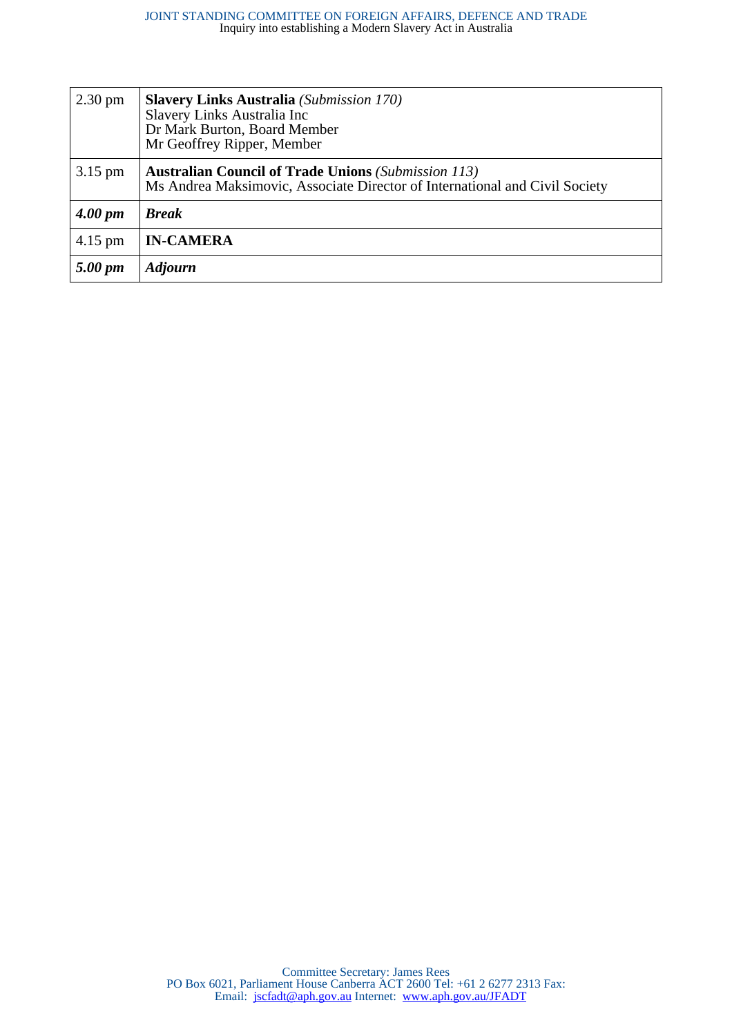| | |
|---|---|
| 2.30 pm | **Slavery Links Australia** *(Submission 170)*<br>Slavery Links Australia Inc<br>Dr Mark Burton, Board Member<br>Mr Geoffrey Ripper, Member |
| 3.15 pm | **Australian Council of Trade Unions** *(Submission 113)*<br>Ms Andrea Maksimovic, Associate Director of International and Civil Society |
| ***4.00 pm*** | ***Break*** |
| 4.15 pm | **IN-CAMERA** |
| ***5.00 pm*** | ***Adjourn*** |

Committee Secretary: James Rees
PO Box 6021, Parliament House Canberra ACT 2600 Tel: +61 2 6277 2313 Fax:
Email: jscfadt@aph.gov.au Internet: www.aph.gov.au/JFADT